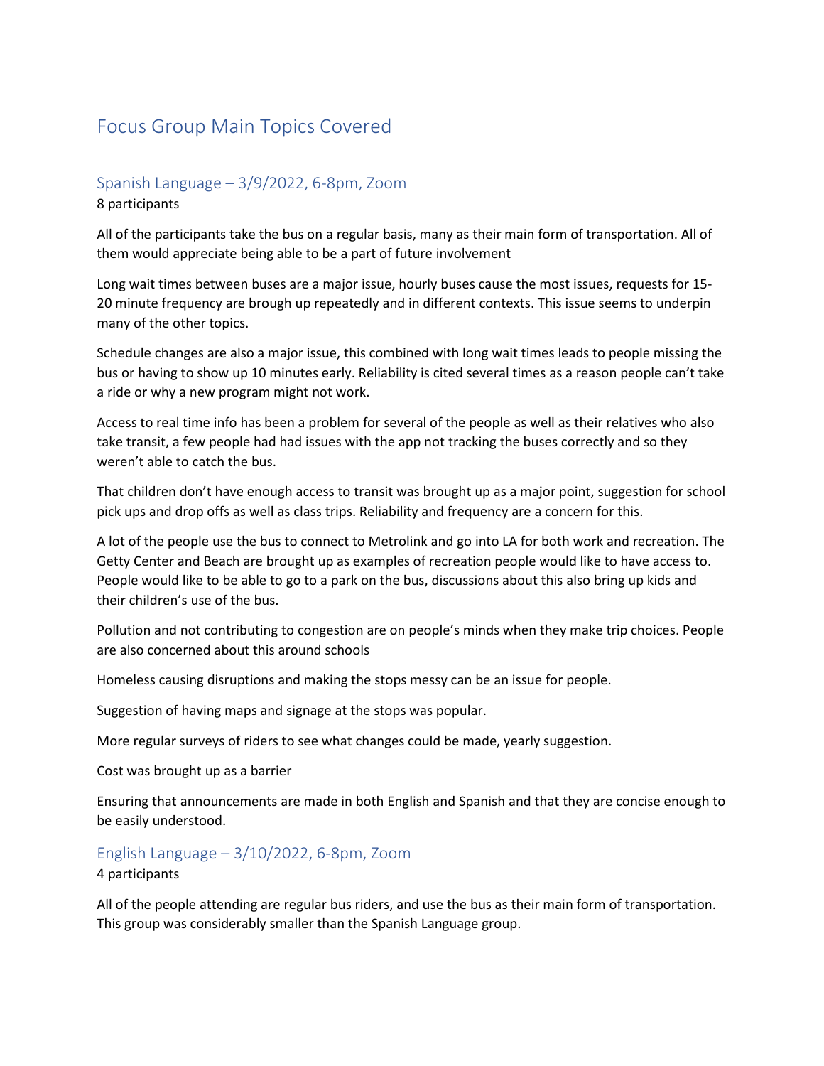# Focus Group Main Topics Covered

## Spanish Language – 3/9/2022, 6-8pm, Zoom

8 participants

All of the participants take the bus on a regular basis, many as their main form of transportation. All of them would appreciate being able to be a part of future involvement

Long wait times between buses are a major issue, hourly buses cause the most issues, requests for 15-20 minute frequency are brough up repeatedly and in different contexts. This issue seems to underpin many of the other topics.

Schedule changes are also a major issue, this combined with long wait times leads to people missing the bus or having to show up 10 minutes early. Reliability is cited several times as a reason people can't take a ride or why a new program might not work.

Access to real time info has been a problem for several of the people as well as their relatives who also take transit, a few people had had issues with the app not tracking the buses correctly and so they weren't able to catch the bus.

That children don't have enough access to transit was brought up as a major point, suggestion for school pick ups and drop offs as well as class trips. Reliability and frequency are a concern for this.

A lot of the people use the bus to connect to Metrolink and go into LA for both work and recreation. The Getty Center and Beach are brought up as examples of recreation people would like to have access to. People would like to be able to go to a park on the bus, discussions about this also bring up kids and their children's use of the bus.

Pollution and not contributing to congestion are on people's minds when they make trip choices. People are also concerned about this around schools

Homeless causing disruptions and making the stops messy can be an issue for people.

Suggestion of having maps and signage at the stops was popular.

More regular surveys of riders to see what changes could be made, yearly suggestion.

Cost was brought up as a barrier

Ensuring that announcements are made in both English and Spanish and that they are concise enough to be easily understood.

## English Language – 3/10/2022, 6-8pm, Zoom

4 participants

All of the people attending are regular bus riders, and use the bus as their main form of transportation. This group was considerably smaller than the Spanish Language group.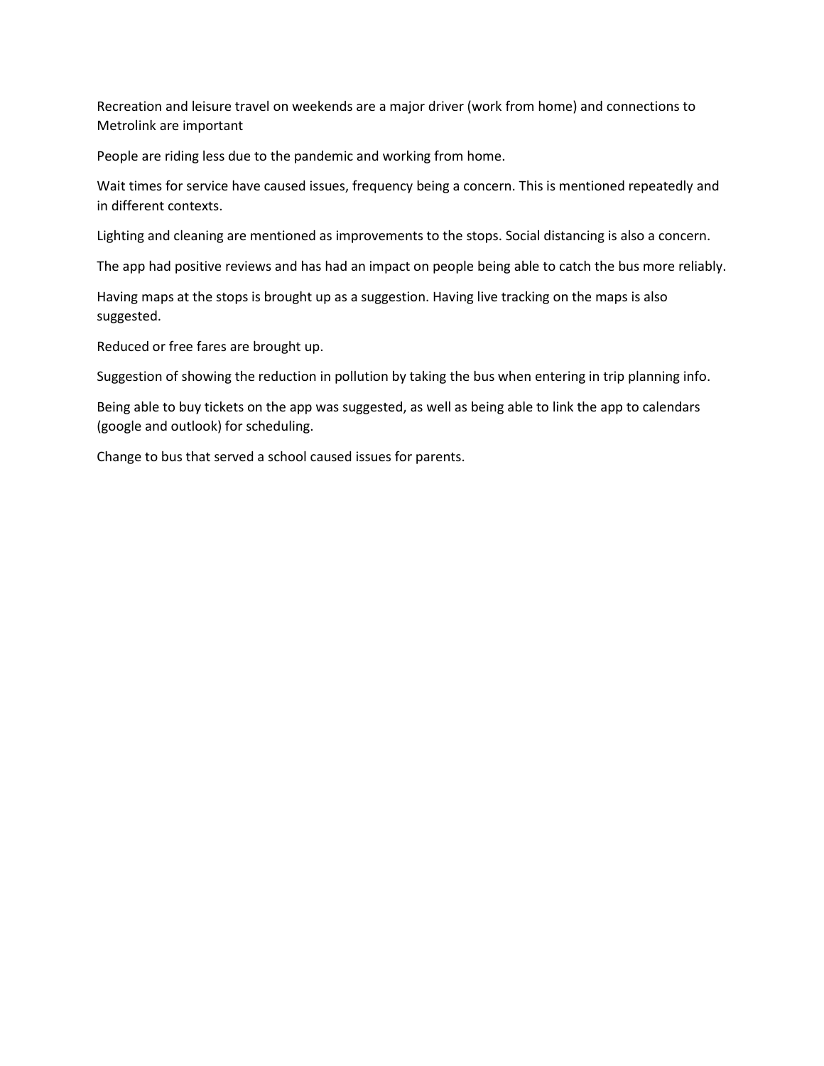Recreation and leisure travel on weekends are a major driver (work from home) and connections to Metrolink are important

People are riding less due to the pandemic and working from home.

Wait times for service have caused issues, frequency being a concern. This is mentioned repeatedly and in different contexts.

Lighting and cleaning are mentioned as improvements to the stops. Social distancing is also a concern.

The app had positive reviews and has had an impact on people being able to catch the bus more reliably.

Having maps at the stops is brought up as a suggestion. Having live tracking on the maps is also suggested.

Reduced or free fares are brought up.

Suggestion of showing the reduction in pollution by taking the bus when entering in trip planning info.

Being able to buy tickets on the app was suggested, as well as being able to link the app to calendars (google and outlook) for scheduling.

Change to bus that served a school caused issues for parents.